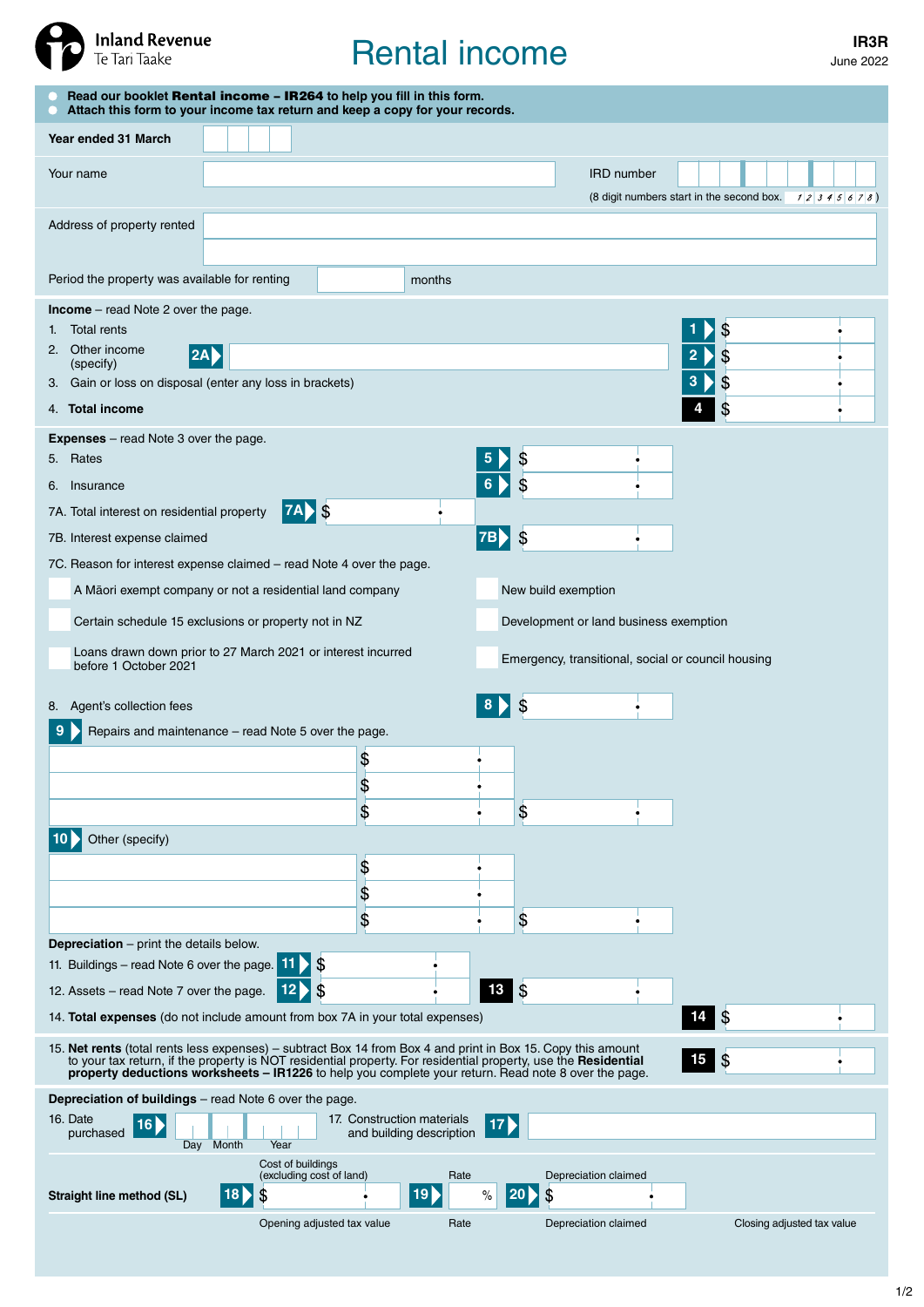Inland Revenue
Te Tari Taake

# Rental income

**IR3R**
June 2022

- Read our booklet **Rental income – IR264** to help you fill in this form.
- Attach this form to your income tax return and keep a copy for your records.

**Year ended 31 March** ____

Your name ____ IRD number ____
(8 digit numbers start in the second box. 12345678)

Address of property rented ____

Period the property was available for renting ____ months

**Income** – read Note 2 over the page.

1. Total rents — **1** $
2. Other income (specify) **2A** ____ — **2** $
3. Gain or loss on disposal (enter any loss in brackets) — **3** $
4. **Total income** — **4** $

**Expenses** – read Note 3 over the page.

5. Rates — **5** $
6. Insurance — **6** $

7A. Total interest on residential property — **7A** $

7B. Interest expense claimed — **7B** $

7C. Reason for interest expense claimed – read Note 4 over the page.

- ☐ A Māori exempt company or not a residential land company
- ☐ New build exemption
- ☐ Certain schedule 15 exclusions or property not in NZ
- ☐ Development or land business exemption
- ☐ Loans drawn down prior to 27 March 2021 or interest incurred before 1 October 2021
- ☐ Emergency, transitional, social or council housing

8. Agent's collection fees — **8** $

**9** Repairs and maintenance – read Note 5 over the page.

| | $ | |
|---|---|---|
| | $ | |
| | $ | $ |

**10** Other (specify)

| | $ | |
|---|---|---|
| | $ | |
| | $ | $ |

**Depreciation** – print the details below.

11. Buildings – read Note 6 over the page. **11** $
12. Assets – read Note 7 over the page. **12** $ — **13** $

14. **Total expenses** (do not include amount from box 7A in your total expenses) — **14** $

15. **Net rents** (total rents less expenses) – subtract Box 14 from Box 4 and print in Box 15. Copy this amount to your tax return, if the property is NOT residential property. For residential property, use the **Residential property deductions worksheets – IR1226** to help you complete your return. Read note 8 over the page. — **15** $

**Depreciation of buildings** – read Note 6 over the page.

16. Date purchased **16** Day / Month / Year

17. Construction materials and building description **17** ____

| | Cost of buildings (excluding cost of land) | Rate | Depreciation claimed | |
|---|---|---|---|---|
| **Straight line method (SL)** | **18** $ | **19** % | **20** $ | |
| | Opening adjusted tax value | Rate | Depreciation claimed | Closing adjusted tax value |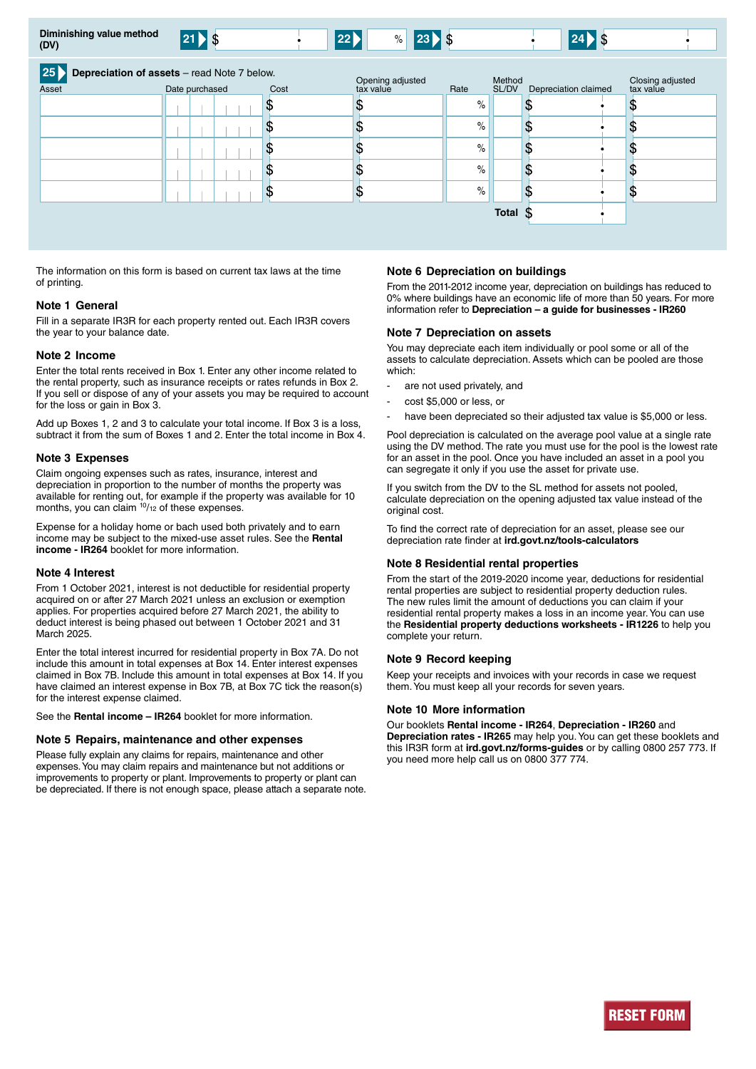| | | | | |
|---|---|---|---|---|
| **Diminishing value method (DV)** | **21** $ | **22** % | **23** $ | **24** $ |

**25** **Depreciation of assets** – read Note 7 below.

| Asset | Date purchased | Cost | Opening adjusted tax value | Rate | Method SL/DV | Depreciation claimed | Closing adjusted tax value |
|---|---|---|---|---|---|---|---|
| | | $ | $ | % | | $ | $ |
| | | $ | $ | % | | $ | $ |
| | | $ | $ | % | | $ | $ |
| | | $ | $ | % | | $ | $ |
| | | $ | $ | % | | $ | $ |
| | | | | | **Total** | $ | |

The information on this form is based on current tax laws at the time of printing.

## Note 1 General

Fill in a separate IR3R for each property rented out. Each IR3R covers the year to your balance date.

## Note 2 Income

Enter the total rents received in Box 1. Enter any other income related to the rental property, such as insurance receipts or rates refunds in Box 2. If you sell or dispose of any of your assets you may be required to account for the loss or gain in Box 3.

Add up Boxes 1, 2 and 3 to calculate your total income. If Box 3 is a loss, subtract it from the sum of Boxes 1 and 2. Enter the total income in Box 4.

## Note 3 Expenses

Claim ongoing expenses such as rates, insurance, interest and depreciation in proportion to the number of months the property was available for renting out, for example if the property was available for 10 months, you can claim $^{10}/_{12}$ of these expenses.

Expense for a holiday home or bach used both privately and to earn income may be subject to the mixed-use asset rules. See the **Rental income - IR264** booklet for more information.

## Note 4 Interest

From 1 October 2021, interest is not deductible for residential property acquired on or after 27 March 2021 unless an exclusion or exemption applies. For properties acquired before 27 March 2021, the ability to deduct interest is being phased out between 1 October 2021 and 31 March 2025.

Enter the total interest incurred for residential property in Box 7A. Do not include this amount in total expenses at Box 14. Enter interest expenses claimed in Box 7B. Include this amount in total expenses at Box 14. If you have claimed an interest expense in Box 7B, at Box 7C tick the reason(s) for the interest expense claimed.

See the **Rental income – IR264** booklet for more information.

## Note 5 Repairs, maintenance and other expenses

Please fully explain any claims for repairs, maintenance and other expenses. You may claim repairs and maintenance but not additions or improvements to property or plant. Improvements to property or plant can be depreciated. If there is not enough space, please attach a separate note.

## Note 6 Depreciation on buildings

From the 2011-2012 income year, depreciation on buildings has reduced to 0% where buildings have an economic life of more than 50 years. For more information refer to **Depreciation – a guide for businesses - IR260**

## Note 7 Depreciation on assets

You may depreciate each item individually or pool some or all of the assets to calculate depreciation. Assets which can be pooled are those which:

- are not used privately, and
- cost $5,000 or less, or
- have been depreciated so their adjusted tax value is $5,000 or less.

Pool depreciation is calculated on the average pool value at a single rate using the DV method. The rate you must use for the pool is the lowest rate for an asset in the pool. Once you have included an asset in a pool you can segregate it only if you use the asset for private use.

If you switch from the DV to the SL method for assets not pooled, calculate depreciation on the opening adjusted tax value instead of the original cost.

To find the correct rate of depreciation for an asset, please see our depreciation rate finder at **ird.govt.nz/tools-calculators**

## Note 8 Residential rental properties

From the start of the 2019-2020 income year, deductions for residential rental properties are subject to residential property deduction rules. The new rules limit the amount of deductions you can claim if your residential rental property makes a loss in an income year. You can use the **Residential property deductions worksheets - IR1226** to help you complete your return.

## Note 9 Record keeping

Keep your receipts and invoices with your records in case we request them. You must keep all your records for seven years.

## Note 10 More information

Our booklets **Rental income - IR264**, **Depreciation - IR260** and **Depreciation rates - IR265** may help you. You can get these booklets and this IR3R form at **ird.govt.nz/forms-guides** or by calling 0800 257 773. If you need more help call us on 0800 377 774.

RESET FORM